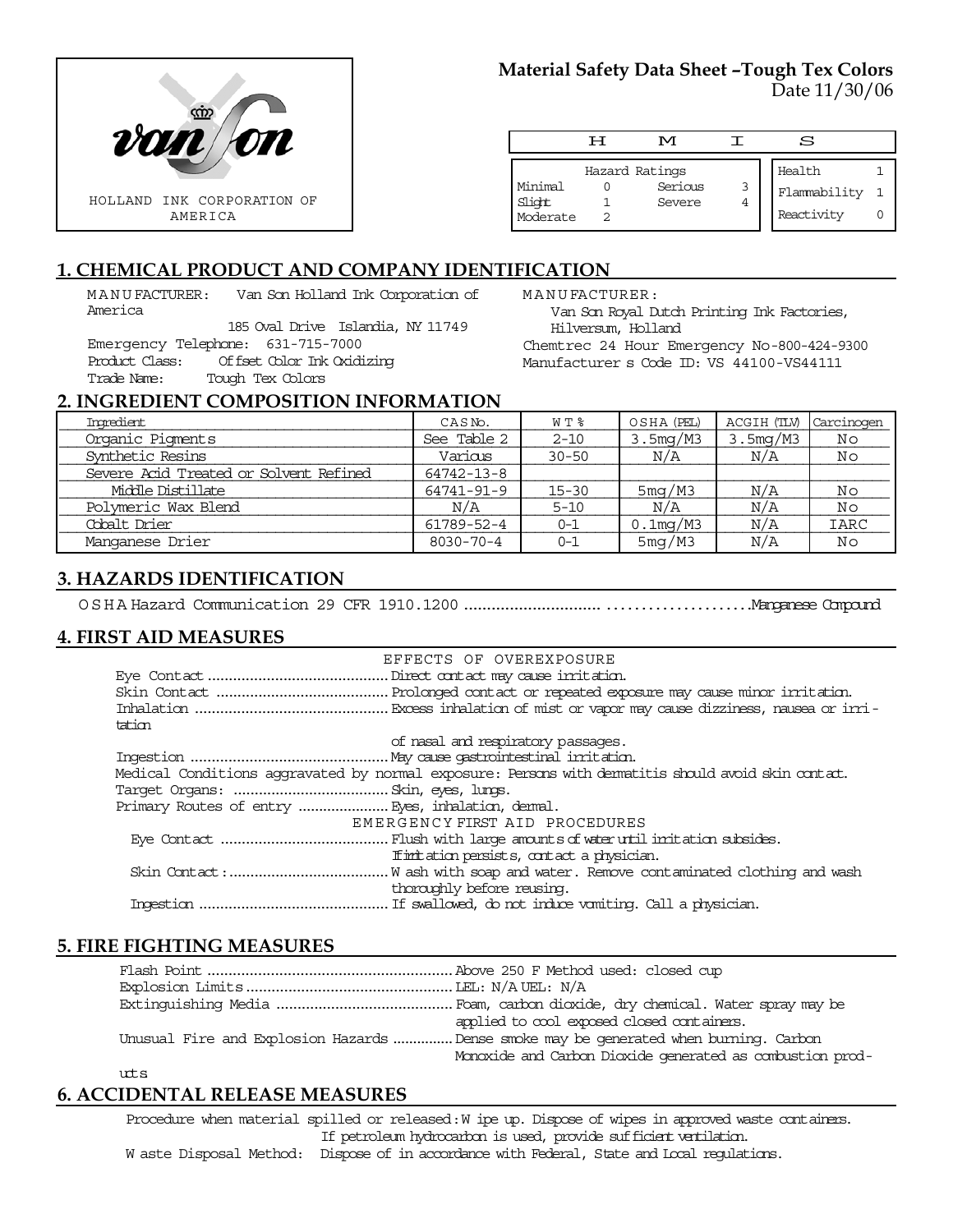HOLLAND INK CORPORATION OF AMERICA

# Material Safety Data Sheet –Tough Tex Colors

Date 11/30/06

| H | M | I | S |
|---|---|---|---|

| Hazard Ratings | | | |
|---|---|---|---|
| Minimal | 0 | Serious | 3 |
| Slight | 1 | Severe | 4 |
| Moderate | 2 | | |

| | |
|---|---|
| Health | 1 |
| Flammability | 1 |
| Reactivity | 0 |

## 1. CHEMICAL PRODUCT AND COMPANY IDENTIFICATION

MANUFACTURER: Van Son Holland Ink Corporation of America
185 Oval Drive Islandia, NY 11749
Emergency Telephone: 631-715-7000
Product Class: Offset Color Ink Oxidizing
Trade Name: Tough Tex Colors

MANUFACTURER:
Van Son Royal Dutch Printing Ink Factories, Hilversum, Holland
Chemtrec 24 Hour Emergency No-800-424-9300
Manufacturer s Code ID: VS 44100-VS44111

## 2. INGREDIENT COMPOSITION INFORMATION

| Ingredient | CAS No. | WT% | OSHA (PEL) | ACGIH (TLV) | Carcinogen |
|---|---|---|---|---|---|
| Organic Pigments | See Table 2 | 2-10 | 3.5mg/M3 | 3.5mg/M3 | No |
| Synthetic Resins | Various | 30-50 | N/A | N/A | No |
| Severe Acid Treated or Solvent Refined | 64742-13-8 | | | | |
| Middle Distillate | 64741-91-9 | 15-30 | 5mg/M3 | N/A | No |
| Polymeric Wax Blend | N/A | 5-10 | N/A | N/A | No |
| Cobalt Drier | 61789-52-4 | 0-1 | 0.1mg/M3 | N/A | IARC |
| Manganese Drier | 8030-70-4 | 0-1 | 5mg/M3 | N/A | No |

## 3. HAZARDS IDENTIFICATION

OSHA Hazard Communication 29 CFR 1910.1200 .................................................Manganese Compound

## 4. FIRST AID MEASURES

EFFECTS OF OVEREXPOSURE

Eye Contact ............................................Direct contact may cause irritation.
Skin Contact ..........................................Prolonged contact or repeated exposure may cause minor irritation.
Inhalation ..............................................Excess inhalation of mist or vapor may cause dizziness, nausea or irritation of nasal and respiratory passages.
Ingestion ...............................................May cause gastrointestinal irritation.
Medical Conditions aggravated by normal exposure: Persons with dermatitis should avoid skin contact.
Target Organs: .....................................Skin, eyes, lungs.
Primary Routes of entry .......................Eyes, inhalation, dermal.

EMERGENCY FIRST AID PROCEDURES

Eye Contact .........................................Flush with large amounts of water until irritation subsides. If irritation persists, contact a physician.
Skin Contact: ........................................Wash with soap and water. Remove contaminated clothing and wash thoroughly before reusing.
Ingestion ..............................................If swallowed, do not induce vomiting. Call a physician.

## 5. FIRE FIGHTING MEASURES

Flash Point ..........................................................Above 250 F Method used: closed cup
Explosion Limits..................................................LEL: N/A UEL: N/A
Extinguishing Media ..........................................Foam, carbon dioxide, dry chemical. Water spray may be applied to cool exposed closed containers.
Unusual Fire and Explosion Hazards ..............Dense smoke may be generated when burning. Carbon Monoxide and Carbon Dioxide generated as combustion products

## 6. ACCIDENTAL RELEASE MEASURES

Procedure when material spilled or released: Wipe up. Dispose of wipes in approved waste containers. If petroleum hydrocarbon is used, provide sufficient ventilation.
Waste Disposal Method: Dispose of in accordance with Federal, State and Local regulations.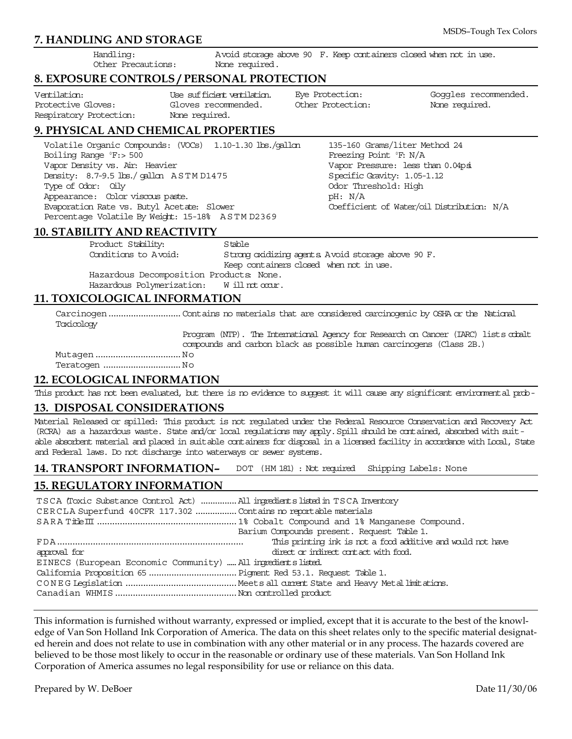## 7. HANDLING AND STORAGE

| | |
|---|---|
| Handling: | Avoid storage above 90 F. Keep containers closed when not in use. |
| Other Precautions: | None required. |

## 8. EXPOSURE CONTROLS / PERSONAL PROTECTION

| | | | |
|---|---|---|---|
| Ventilation: | Use sufficient ventilation. | Eye Protection: | Goggles recommended. |
| Protective Gloves: | Gloves recommended. | Other Protection: | None required. |
| Respiratory Protection: | None required. | | |

## 9. PHYSICAL AND CHEMICAL PROPERTIES

Volatile Organic Compounds: (VOCs) 1.10-1.30 lbs./gallon
Boiling Range °F:> 500
Vapor Density vs. Air: Heavier
Density: 8.7-9.5 lbs./gallon ASTM D1475
Type of Odor: Oily
Appearance: Color viscous paste.
Evaporation Rate vs. Butyl Acetate: Slower
Percentage Volatile By Weight: 15-18% ASTM D2369

135-160 Grams/liter Method 24
Freezing Point °F: N/A
Vapor Pressure: less than 0.04psi
Specific Gravity: 1.05-1.12
Odor Threshold: High
pH: N/A
Coefficient of Water/oil Distribution: N/A

## 10. STABILITY AND REACTIVITY

Product Stability: Stable
Conditions to Avoid: Strong oxidizing agents. Avoid storage above 90 F. Keep containers closed when not in use.
Hazardous Decomposition Products: None.
Hazardous Polymerization: Will not occur.

## 11. TOXICOLOGICAL INFORMATION

Carcinogen .......................... Contains no materials that are considered carcinogenic by OSHA or the National Toxicology Program (NTP). The International Agency for Research on Cancer (IARC) lists cobalt compounds and carbon black as possible human carcinogens (Class 2B.)
Mutagen .............................. No
Teratogen ............................ No

## 12. ECOLOGICAL INFORMATION

This product has not been evaluated, but there is no evidence to suggest it will cause any significant environmental prob-

## 13. DISPOSAL CONSIDERATIONS

Material Released or spilled: This product is not regulated under the Federal Resource Conservation and Recovery Act (RCRA) as a hazardous waste. State and/or local regulations may apply. Spill should be contained, absorbed with suitable absorbent material and placed in suitable containers for disposal in a licensed facility in accordance with Local, State and Federal laws. Do not discharge into waterways or sewer systems.

## 14. TRANSPORT INFORMATION– DOT (HM 181) : Not required Shipping Labels: None

## 15. REGULATORY INFORMATION

TSCA (Toxic Substance Control Act) .............. All ingredients listed in TSCA Inventory
CERCLA Superfund 40CFR 117.302 ................ Contains no reportable materials
SARA Title III ................................................ 1% Cobalt Compound and 1% Manganese Compound. Barium Compounds present. Request Table 1.
FDA ........................................................... This printing ink is not a food additive and would not have approval for direct or indirect contact with food.
EINECS (European Economic Community) ..... All ingredients listed.
California Proposition 65 .................................. Pigment Red 53.1. Request Table 1.
CONEG Legislation ......................................... Meets all current State and Heavy Metal limitations.
Canadian WHMIS ............................................ Non controlled product

---

This information is furnished without warranty, expressed or implied, except that it is accurate to the best of the knowledge of Van Son Holland Ink Corporation of America. The data on this sheet relates only to the specific material designated herein and does not relate to use in combination with any other material or in any process. The hazards covered are believed to be those most likely to occur in the reasonable or ordinary use of these materials. Van Son Holland Ink Corporation of America assumes no legal responsibility for use or reliance on this data.

Prepared by W. DeBoer

Date 11/30/06